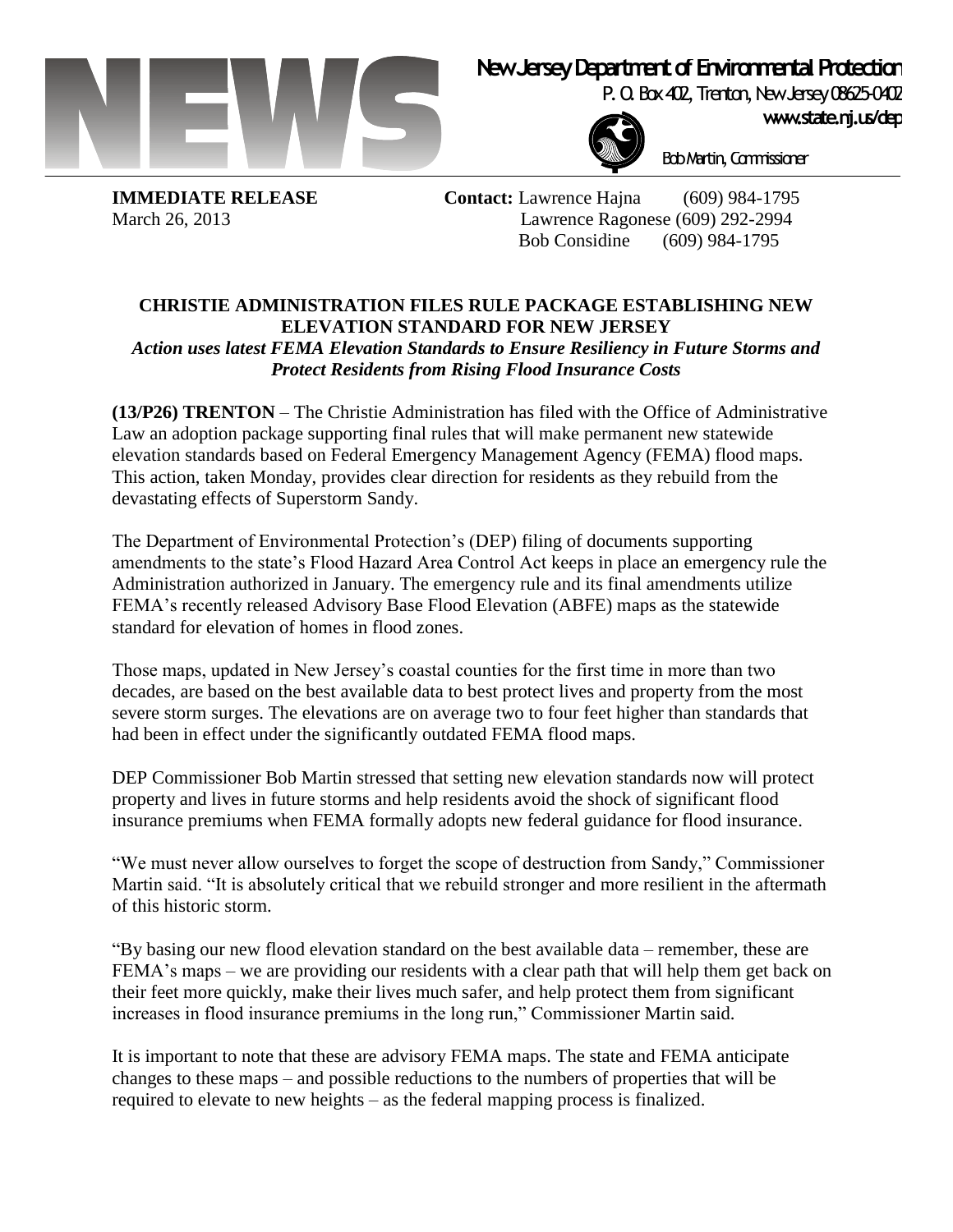NEWS

**New Jersey Department of Environmental Protection**
P. O. Box 402, Trenton, New Jersey 08625-0402
www.state.nj.us/dep
Bob Martin, Commissioner

**IMMEDIATE RELEASE**
March 26, 2013

**Contact:** Lawrence Hajna (609) 984-1795
Lawrence Ragonese (609) 292-2994
Bob Considine (609) 984-1795

# CHRISTIE ADMINISTRATION FILES RULE PACKAGE ESTABLISHING NEW ELEVATION STANDARD FOR NEW JERSEY

***Action uses latest FEMA Elevation Standards to Ensure Resiliency in Future Storms and Protect Residents from Rising Flood Insurance Costs***

**(13/P26) TRENTON** – The Christie Administration has filed with the Office of Administrative Law an adoption package supporting final rules that will make permanent new statewide elevation standards based on Federal Emergency Management Agency (FEMA) flood maps. This action, taken Monday, provides clear direction for residents as they rebuild from the devastating effects of Superstorm Sandy.

The Department of Environmental Protection's (DEP) filing of documents supporting amendments to the state's Flood Hazard Area Control Act keeps in place an emergency rule the Administration authorized in January. The emergency rule and its final amendments utilize FEMA's recently released Advisory Base Flood Elevation (ABFE) maps as the statewide standard for elevation of homes in flood zones.

Those maps, updated in New Jersey's coastal counties for the first time in more than two decades, are based on the best available data to best protect lives and property from the most severe storm surges. The elevations are on average two to four feet higher than standards that had been in effect under the significantly outdated FEMA flood maps.

DEP Commissioner Bob Martin stressed that setting new elevation standards now will protect property and lives in future storms and help residents avoid the shock of significant flood insurance premiums when FEMA formally adopts new federal guidance for flood insurance.

"We must never allow ourselves to forget the scope of destruction from Sandy," Commissioner Martin said. "It is absolutely critical that we rebuild stronger and more resilient in the aftermath of this historic storm.

"By basing our new flood elevation standard on the best available data – remember, these are FEMA's maps – we are providing our residents with a clear path that will help them get back on their feet more quickly, make their lives much safer, and help protect them from significant increases in flood insurance premiums in the long run," Commissioner Martin said.

It is important to note that these are advisory FEMA maps. The state and FEMA anticipate changes to these maps – and possible reductions to the numbers of properties that will be required to elevate to new heights – as the federal mapping process is finalized.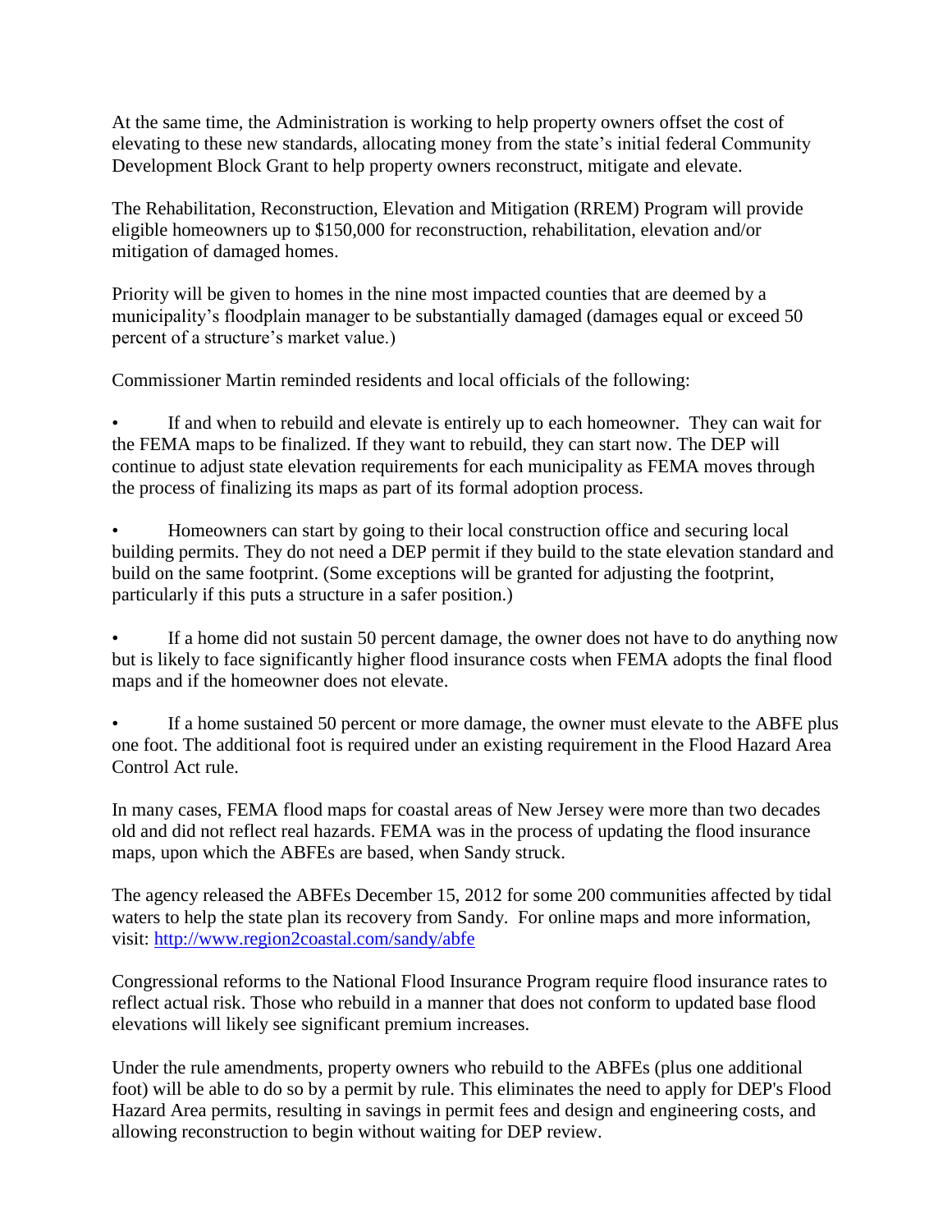At the same time, the Administration is working to help property owners offset the cost of elevating to these new standards, allocating money from the state's initial federal Community Development Block Grant to help property owners reconstruct, mitigate and elevate.

The Rehabilitation, Reconstruction, Elevation and Mitigation (RREM) Program will provide eligible homeowners up to $150,000 for reconstruction, rehabilitation, elevation and/or mitigation of damaged homes.

Priority will be given to homes in the nine most impacted counties that are deemed by a municipality's floodplain manager to be substantially damaged (damages equal or exceed 50 percent of a structure's market value.)

Commissioner Martin reminded residents and local officials of the following:

- If and when to rebuild and elevate is entirely up to each homeowner. They can wait for the FEMA maps to be finalized. If they want to rebuild, they can start now. The DEP will continue to adjust state elevation requirements for each municipality as FEMA moves through the process of finalizing its maps as part of its formal adoption process.

- Homeowners can start by going to their local construction office and securing local building permits. They do not need a DEP permit if they build to the state elevation standard and build on the same footprint. (Some exceptions will be granted for adjusting the footprint, particularly if this puts a structure in a safer position.)

- If a home did not sustain 50 percent damage, the owner does not have to do anything now but is likely to face significantly higher flood insurance costs when FEMA adopts the final flood maps and if the homeowner does not elevate.

- If a home sustained 50 percent or more damage, the owner must elevate to the ABFE plus one foot. The additional foot is required under an existing requirement in the Flood Hazard Area Control Act rule.

In many cases, FEMA flood maps for coastal areas of New Jersey were more than two decades old and did not reflect real hazards. FEMA was in the process of updating the flood insurance maps, upon which the ABFEs are based, when Sandy struck.

The agency released the ABFEs December 15, 2012 for some 200 communities affected by tidal waters to help the state plan its recovery from Sandy. For online maps and more information, visit: [http://www.region2coastal.com/sandy/abfe](http://www.region2coastal.com/sandy/abfe)

Congressional reforms to the National Flood Insurance Program require flood insurance rates to reflect actual risk. Those who rebuild in a manner that does not conform to updated base flood elevations will likely see significant premium increases.

Under the rule amendments, property owners who rebuild to the ABFEs (plus one additional foot) will be able to do so by a permit by rule. This eliminates the need to apply for DEP's Flood Hazard Area permits, resulting in savings in permit fees and design and engineering costs, and allowing reconstruction to begin without waiting for DEP review.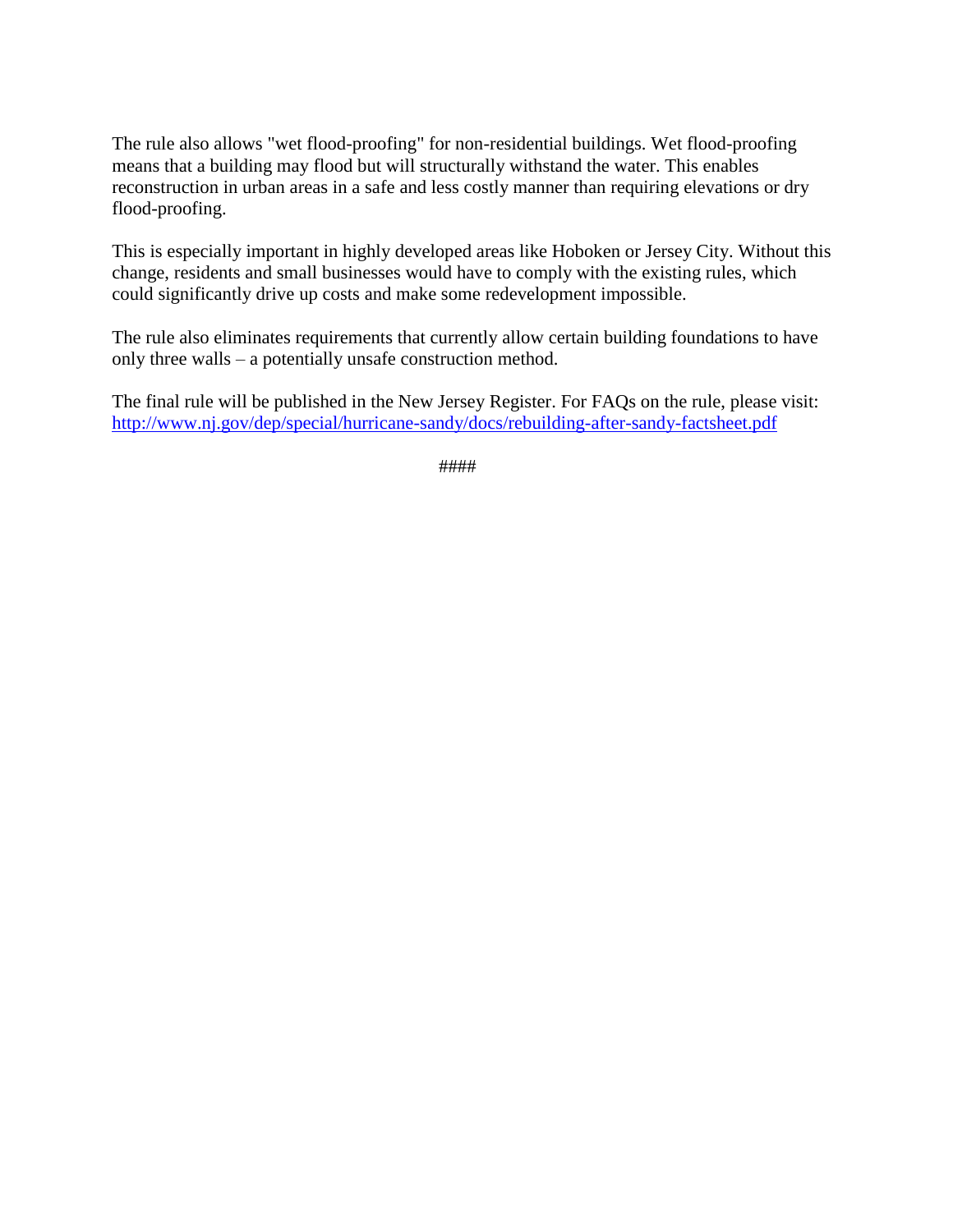The rule also allows "wet flood-proofing" for non-residential buildings. Wet flood-proofing means that a building may flood but will structurally withstand the water. This enables reconstruction in urban areas in a safe and less costly manner than requiring elevations or dry flood-proofing.

This is especially important in highly developed areas like Hoboken or Jersey City. Without this change, residents and small businesses would have to comply with the existing rules, which could significantly drive up costs and make some redevelopment impossible.

The rule also eliminates requirements that currently allow certain building foundations to have only three walls – a potentially unsafe construction method.

The final rule will be published in the New Jersey Register. For FAQs on the rule, please visit: http://www.nj.gov/dep/special/hurricane-sandy/docs/rebuilding-after-sandy-factsheet.pdf

####